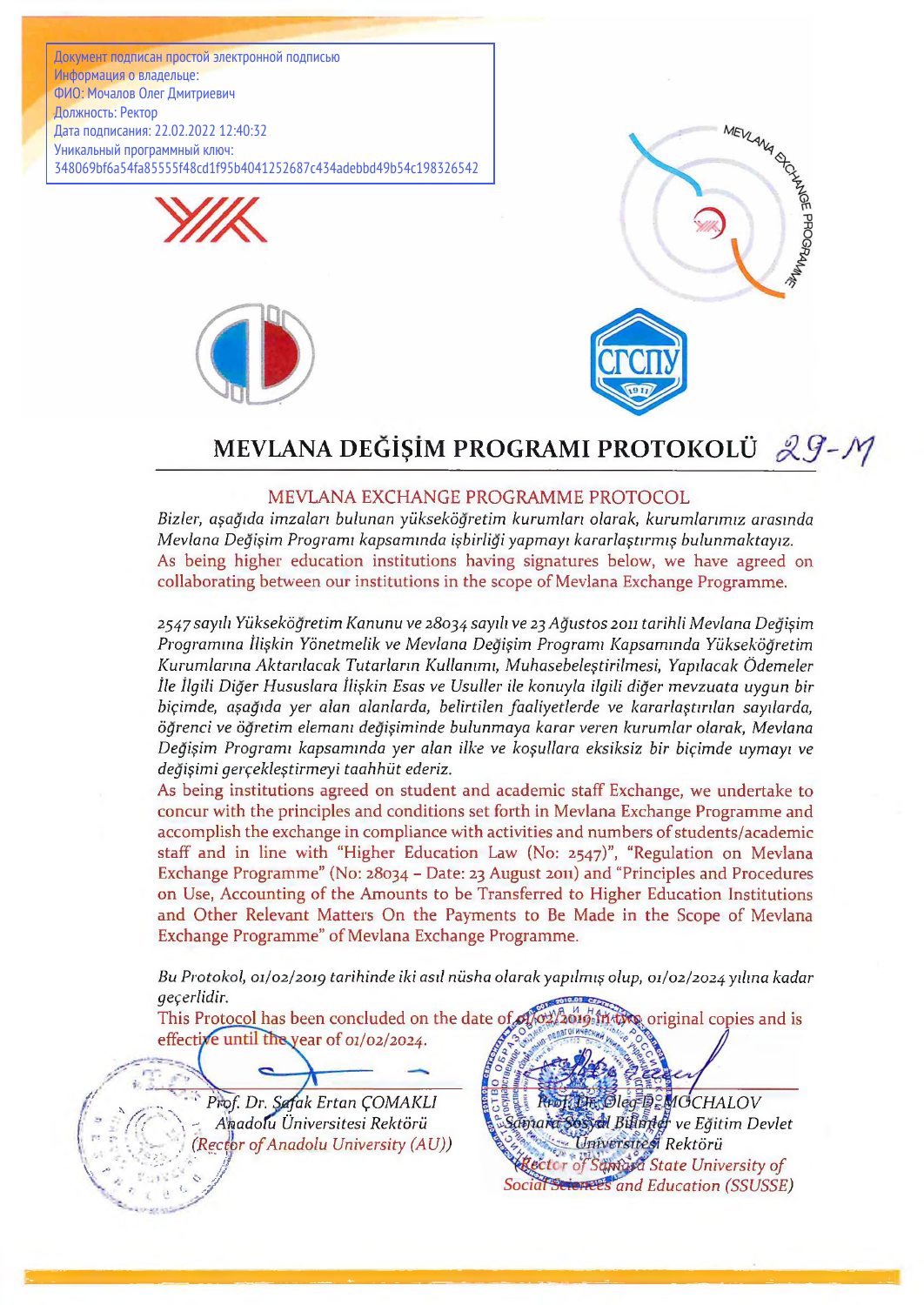Документ подписан простой электронной подписью
Информация о владельце:
ФИО: Мочалов Олег Дмитриевич
Должность: Ректор
Дата подписания: 22.02.2022 12:40:32
Уникальный программный ключ:
348069bf6a54fa85555f48cd1f95b4041252687c434adebbd49b54c198326542

MEVLANA EXCHANGE PROGRAMME

СГСПУ 1911

# MEVLANA DEĞİŞİM PROGRAMI PROTOKOLÜ 29-M

## MEVLANA EXCHANGE PROGRAMME PROTOCOL

*Bizler, aşağıda imzaları bulunan yükseköğretim kurumları olarak, kurumlarımız arasında Mevlana Değişim Programı kapsamında işbirliği yapmayı kararlaştırmış bulunmaktayız.*

As being higher education institutions having signatures below, we have agreed on collaborating between our institutions in the scope of Mevlana Exchange Programme.

*2547 sayılı Yükseköğretim Kanunu ve 28034 sayılı ve 23 Ağustos 2011 tarihli Mevlana Değişim Programına İlişkin Yönetmelik ve Mevlana Değişim Programı Kapsamında Yükseköğretim Kurumlarına Aktarılacak Tutarların Kullanımı, Muhasebeleştirilmesi, Yapılacak Ödemeler İle İlgili Diğer Hususlara İlişkin Esas ve Usuller ile konuyla ilgili diğer mevzuata uygun bir biçimde, aşağıda yer alan alanlarda, belirtilen faaliyetlerde ve kararlaştırılan sayılarda, öğrenci ve öğretim elemanı değişiminde bulunmaya karar veren kurumlar olarak, Mevlana Değişim Programı kapsamında yer alan ilke ve koşullara eksiksiz bir biçimde uymayı ve değişimi gerçekleştirmeyi taahhüt ederiz.*

As being institutions agreed on student and academic staff Exchange, we undertake to concur with the principles and conditions set forth in Mevlana Exchange Programme and accomplish the exchange in compliance with activities and numbers of students/academic staff and in line with "Higher Education Law (No: 2547)", "Regulation on Mevlana Exchange Programme" (No: 28034 – Date: 23 August 2011) and "Principles and Procedures on Use, Accounting of the Amounts to be Transferred to Higher Education Institutions and Other Relevant Matters On the Payments to Be Made in the Scope of Mevlana Exchange Programme" of Mevlana Exchange Programme.

*Bu Protokol, 01/02/2019 tarihinde iki asıl nüsha olarak yapılmış olup, 01/02/2024 yılına kadar geçerlidir.*

This Protocol has been concluded on the date of 01/02/2019 in two original copies and is effective until the year of 01/02/2024.

*Prof. Dr. Şafak Ertan ÇOMAKLI*
*Anadolu Üniversitesi Rektörü*
*(Rector of Anadolu University (AU))*

*Prof. Dr. Oleg D. MOCHALOV*
*Samara Sosyal Bilimler ve Eğitim Devlet Üniversitesi Rektörü*
*Rector of Samara State University of Social Sciences and Education (SSUSSE)*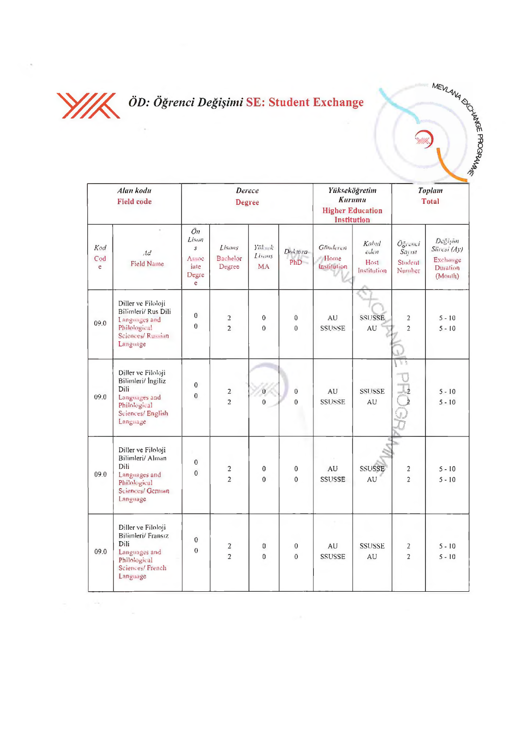## ÖD: Öğrenci Değişimi SE: Student Exchange

| Alan kodu Field code | | Derece Degree | | | | Yükseköğretim Kurumu Higher Education Institution | | Toplam Total | |
|---|---|---|---|---|---|---|---|---|---|
| Kod Code | Ad Field Name | Ön Lisans Associate Degree | Lisans Bachelor Degree | Yüksek Lisans MA | Doktora PhD | Gönderen Home Institution | Kabul eden Host Institution | Öğrenci Sayısı Student Number | Değişim Süresi (Ay) Exchange Duration (Month) |
| 09.0 | Diller ve Filoloji Bilimleri/ Rus Dili Languages and Philological Sciences/ Russian Language | 0<br>0 | 2<br>2 | 0<br>0 | 0<br>0 | AU<br>SSUSSE | SSUSSE<br>AU | 2<br>2 | 5 - 10<br>5 - 10 |
| 09.0 | Diller ve Filoloji Bilimleri/ İngiliz Dili Languages and Philological Sciences/ English Language | 0<br>0 | 2<br>2 | 0<br>0 | 0<br>0 | AU<br>SSUSSE | SSUSSE<br>AU | 2<br>2 | 5 - 10<br>5 - 10 |
| 09.0 | Diller ve Filoloji Bilimleri/ Alman Dili Languages and Philological Sciences/ German Language | 0<br>0 | 2<br>2 | 0<br>0 | 0<br>0 | AU<br>SSUSSE | SSUSSE<br>AU | 2<br>2 | 5 - 10<br>5 - 10 |
| 09.0 | Diller ve Filoloji Bilimleri/ Fransız Dili Languages and Philological Sciences/ French Language | 0<br>0 | 2<br>2 | 0<br>0 | 0<br>0 | AU<br>SSUSSE | SSUSSE<br>AU | 2<br>2 | 5 - 10<br>5 - 10 |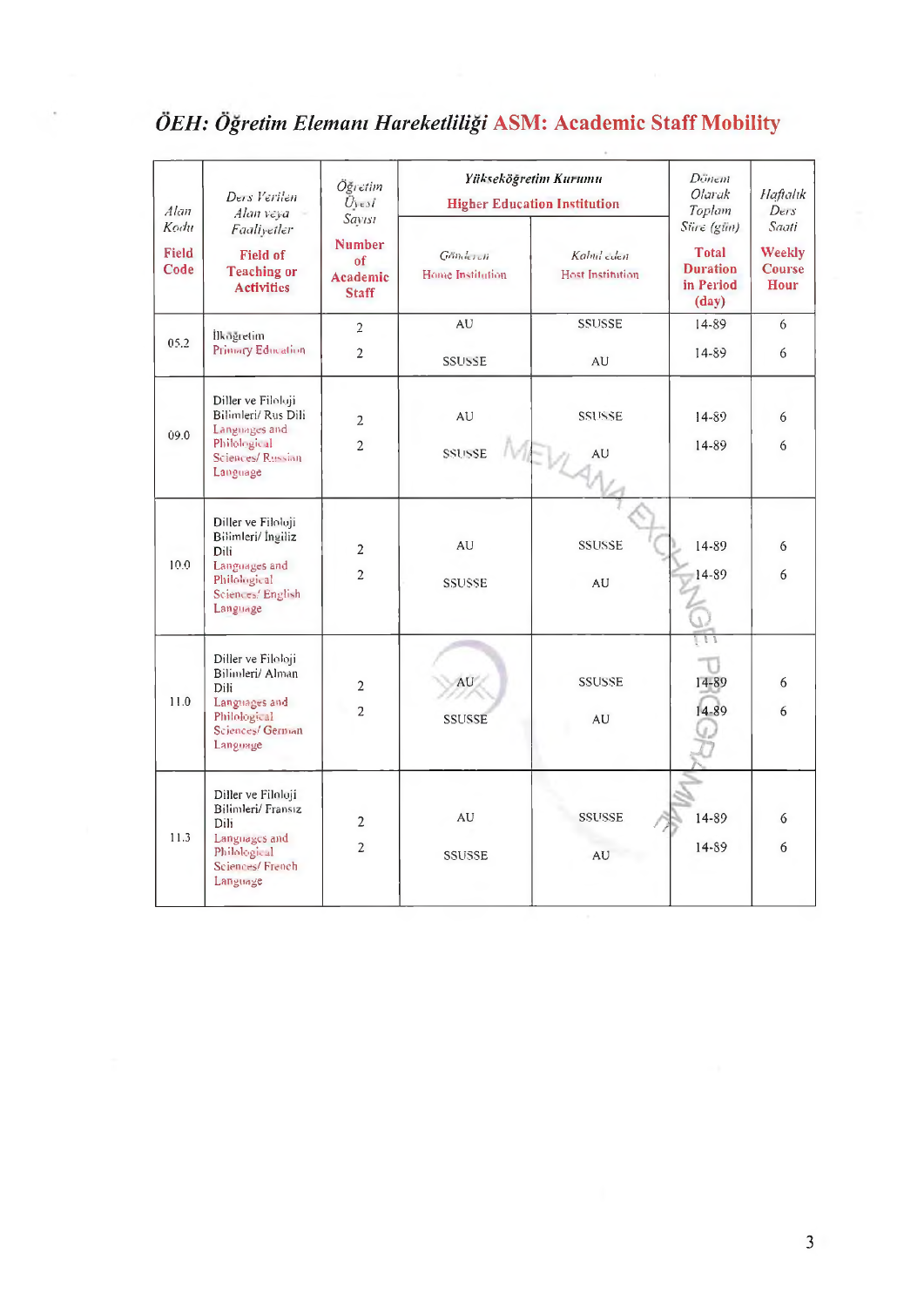## ÖEH: Öğretim Elemanı Hareketliliği ASM: Academic Staff Mobility

| Alan Kodu<br>**Field Code** | Ders Verilen Alan veya Faaliyetler<br>**Field of Teaching or Activities** | Öğretim Üyesi Sayısı<br>**Number of Academic Staff** | Yükseköğretim Kurumu<br>**Higher Education Institution** | | Dönem Olarak Toplam Süre (gün)<br>**Total Duration in Period (day)** | Haftalık Ders Saati<br>**Weekly Course Hour** |
|---|---|---|---|---|---|---|
| | | | Gönderen<br>Home Institution | Kabul eden<br>Host Institution | | |
| 05.2 | İlköğretim<br>Primary Education | 2<br>2 | AU<br>SSUSSE | SSUSSE<br>AU | 14-89<br>14-89 | 6<br>6 |
| 09.0 | Diller ve Filoloji Bilimleri/ Rus Dili<br>Languages and Philological Sciences/ Russian Language | 2<br>2 | AU<br>SSUSSE | SSUSSE<br>AU | 14-89<br>14-89 | 6<br>6 |
| 10.0 | Diller ve Filoloji Bilimleri/ İngiliz Dili<br>Languages and Philological Sciences/ English Language | 2<br>2 | AU<br>SSUSSE | SSUSSE<br>AU | 14-89<br>14-89 | 6<br>6 |
| 11.0 | Diller ve Filoloji Bilimleri/ Alman Dili<br>Languages and Philological Sciences/ German Language | 2<br>2 | AU<br>SSUSSE | SSUSSE<br>AU | 14-89<br>14-89 | 6<br>6 |
| 11.3 | Diller ve Filoloji Bilimleri/ Fransız Dili<br>Languages and Philological Sciences/ French Language | 2<br>2 | AU<br>SSUSSE | SSUSSE<br>AU | 14-89<br>14-89 | 6<br>6 |